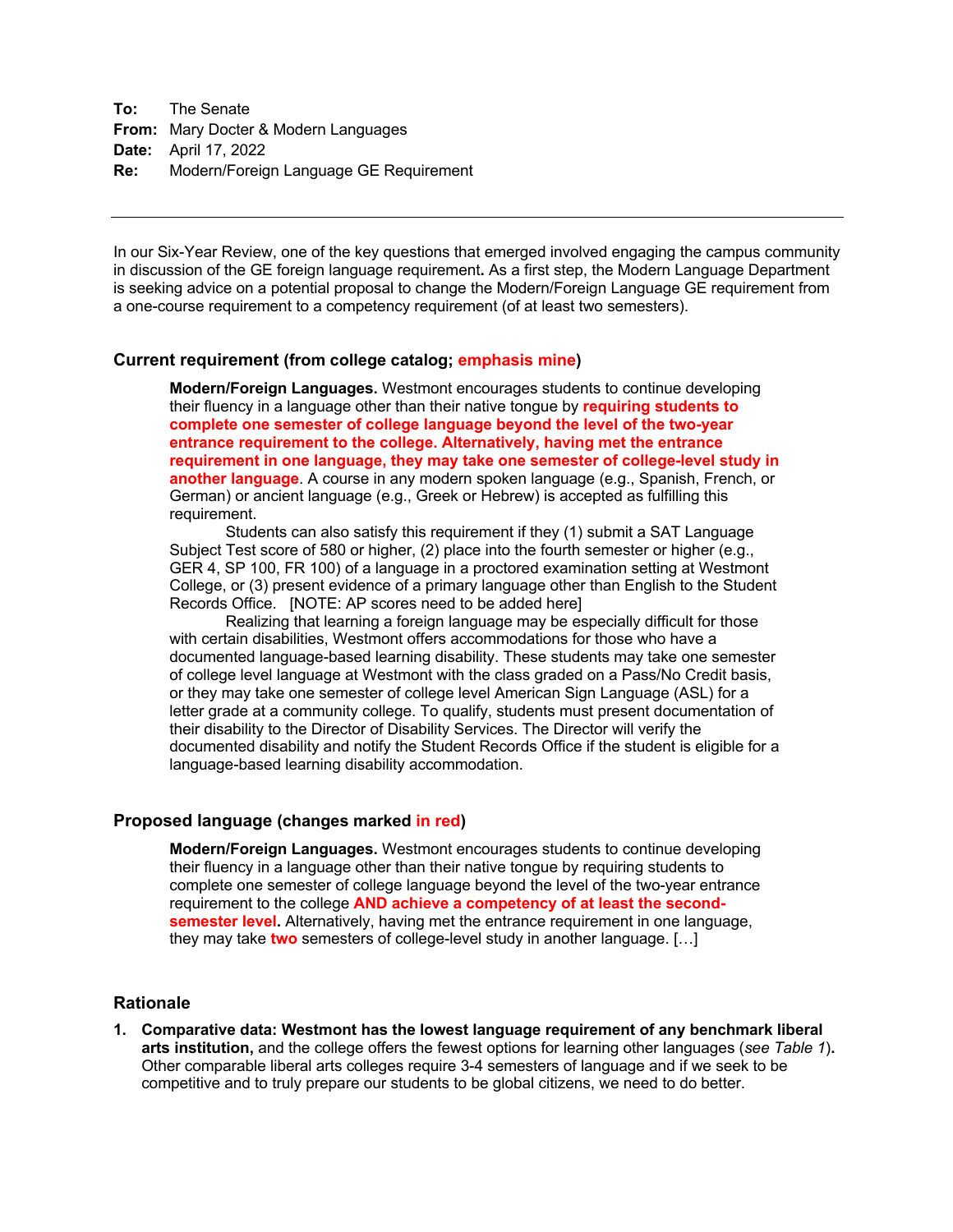**To:** The Senate
**From:** Mary Docter & Modern Languages
**Date:** April 17, 2022
**Re:** Modern/Foreign Language GE Requirement

---

In our Six-Year Review, one of the key questions that emerged involved engaging the campus community in discussion of the GE foreign language requirement**.** As a first step, the Modern Language Department is seeking advice on a potential proposal to change the Modern/Foreign Language GE requirement from a one-course requirement to a competency requirement (of at least two semesters).

### Current requirement (from college catalog; emphasis mine)

> **Modern/Foreign Languages.** Westmont encourages students to continue developing their fluency in a language other than their native tongue by **requiring students to complete one semester of college language beyond the level of the two-year entrance requirement to the college. Alternatively, having met the entrance requirement in one language, they may take one semester of college-level study in another language**. A course in any modern spoken language (e.g., Spanish, French, or German) or ancient language (e.g., Greek or Hebrew) is accepted as fulfilling this requirement.
>
> Students can also satisfy this requirement if they (1) submit a SAT Language Subject Test score of 580 or higher, (2) place into the fourth semester or higher (e.g., GER 4, SP 100, FR 100) of a language in a proctored examination setting at Westmont College, or (3) present evidence of a primary language other than English to the Student Records Office. [NOTE: AP scores need to be added here]
>
> Realizing that learning a foreign language may be especially difficult for those with certain disabilities, Westmont offers accommodations for those who have a documented language-based learning disability. These students may take one semester of college level language at Westmont with the class graded on a Pass/No Credit basis, or they may take one semester of college level American Sign Language (ASL) for a letter grade at a community college. To qualify, students must present documentation of their disability to the Director of Disability Services. The Director will verify the documented disability and notify the Student Records Office if the student is eligible for a language-based learning disability accommodation.

### Proposed language (changes marked in red)

> **Modern/Foreign Languages.** Westmont encourages students to continue developing their fluency in a language other than their native tongue by requiring students to complete one semester of college language beyond the level of the two-year entrance requirement to the college **AND achieve a competency of at least the second-semester level.** Alternatively, having met the entrance requirement in one language, they may take **two** semesters of college-level study in another language. […]

### Rationale

1. **Comparative data: Westmont has the lowest language requirement of any benchmark liberal arts institution,** and the college offers the fewest options for learning other languages (*see Table 1*)**.** Other comparable liberal arts colleges require 3-4 semesters of language and if we seek to be competitive and to truly prepare our students to be global citizens, we need to do better.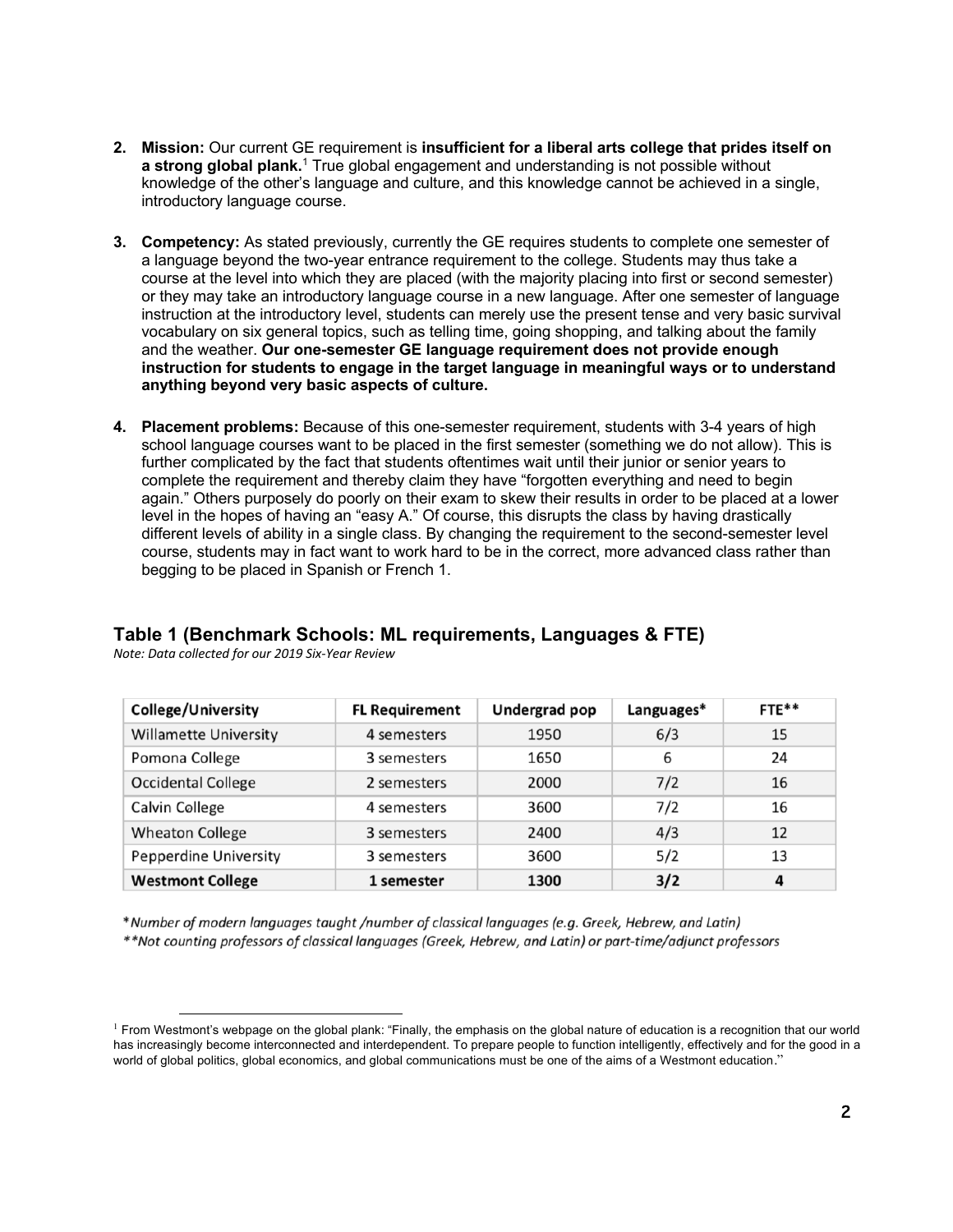2. **Mission:** Our current GE requirement is **insufficient for a liberal arts college that prides itself on a strong global plank.**[1] True global engagement and understanding is not possible without knowledge of the other's language and culture, and this knowledge cannot be achieved in a single, introductory language course.

3. **Competency:** As stated previously, currently the GE requires students to complete one semester of a language beyond the two-year entrance requirement to the college. Students may thus take a course at the level into which they are placed (with the majority placing into first or second semester) or they may take an introductory language course in a new language. After one semester of language instruction at the introductory level, students can merely use the present tense and very basic survival vocabulary on six general topics, such as telling time, going shopping, and talking about the family and the weather. **Our one-semester GE language requirement does not provide enough instruction for students to engage in the target language in meaningful ways or to understand anything beyond very basic aspects of culture.**

4. **Placement problems:** Because of this one-semester requirement, students with 3-4 years of high school language courses want to be placed in the first semester (something we do not allow). This is further complicated by the fact that students oftentimes wait until their junior or senior years to complete the requirement and thereby claim they have "forgotten everything and need to begin again." Others purposely do poorly on their exam to skew their results in order to be placed at a lower level in the hopes of having an "easy A." Of course, this disrupts the class by having drastically different levels of ability in a single class. By changing the requirement to the second-semester level course, students may in fact want to work hard to be in the correct, more advanced class rather than begging to be placed in Spanish or French 1.

## Table 1 (Benchmark Schools: ML requirements, Languages & FTE)

*Note: Data collected for our 2019 Six-Year Review*

| College/University | FL Requirement | Undergrad pop | Languages* | FTE** |
|---|---|---|---|---|
| Willamette University | 4 semesters | 1950 | 6/3 | 15 |
| Pomona College | 3 semesters | 1650 | 6 | 24 |
| Occidental College | 2 semesters | 2000 | 7/2 | 16 |
| Calvin College | 4 semesters | 3600 | 7/2 | 16 |
| Wheaton College | 3 semesters | 2400 | 4/3 | 12 |
| Pepperdine University | 3 semesters | 3600 | 5/2 | 13 |
| **Westmont College** | **1 semester** | **1300** | **3/2** | **4** |

*\*Number of modern languages taught /number of classical languages (e.g. Greek, Hebrew, and Latin)*

*\*\*Not counting professors of classical languages (Greek, Hebrew, and Latin) or part-time/adjunct professors*

[1] From Westmont's webpage on the global plank: "Finally, the emphasis on the global nature of education is a recognition that our world has increasingly become interconnected and interdependent. To prepare people to function intelligently, effectively and for the good in a world of global politics, global economics, and global communications must be one of the aims of a Westmont education."